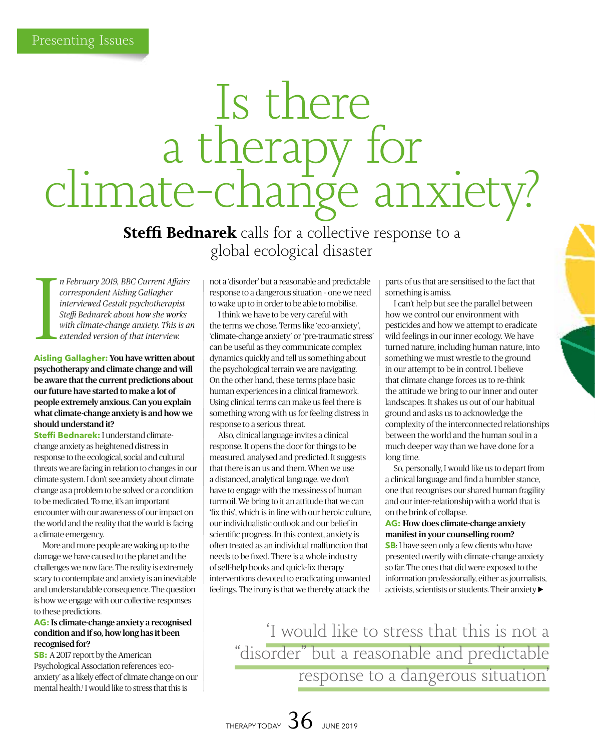Presenting Issues

# Is there a therapy for climate-change anxiety?

**Steffi Bednarek** calls for a collective response to a global ecological disaster

*In February 2019, BBC Current Affairs correspondent Aisling Gallagher interviewed Gestalt psychotherapist Steffi Bednarek about how she works with climate-change anxiety. This is an extended version of that interview.*

**Aisling Gallagher: You have written about psychotherapy and climate change and will be aware that the current predictions about our future have started to make a lot of people extremely anxious. Can you explain what climate-change anxiety is and how we should understand it?**

**Steffi Bednarek:** I understand climate-change anxiety as heightened distress in response to the ecological, social and cultural threats we are facing in relation to changes in our climate system. I don't see anxiety about climate change as a problem to be solved or a condition to be medicated. To me, it's an important encounter with our awareness of our impact on the world and the reality that the world is facing a climate emergency.

More and more people are waking up to the damage we have caused to the planet and the challenges we now face. The reality is extremely scary to contemplate and anxiety is an inevitable and understandable consequence. The question is how we engage with our collective responses to these predictions.

**AG: Is climate-change anxiety a recognised condition and if so, how long has it been recognised for?**

**SB:** A 2017 report by the American Psychological Association references 'eco-anxiety' as a likely effect of climate change on our mental health.[1] I would like to stress that this is not a 'disorder' but a reasonable and predictable response to a dangerous situation – one we need to wake up to in order to be able to mobilise.

I think we have to be very careful with the terms we chose. Terms like 'eco-anxiety', 'climate-change anxiety' or 'pre-traumatic stress' can be useful as they communicate complex dynamics quickly and tell us something about the psychological terrain we are navigating. On the other hand, these terms place basic human experiences in a clinical framework. Using clinical terms can make us feel there is something wrong with us for feeling distress in response to a serious threat.

Also, clinical language invites a clinical response. It opens the door for things to be measured, analysed and predicted. It suggests that there is an us and them. When we use a distanced, analytical language, we don't have to engage with the messiness of human turmoil. We bring to it an attitude that we can 'fix this', which is in line with our heroic culture, our individualistic outlook and our belief in scientific progress. In this context, anxiety is often treated as an individual malfunction that needs to be fixed. There is a whole industry of self-help books and quick-fix therapy interventions devoted to eradicating unwanted feelings. The irony is that we thereby attack the parts of us that are sensitised to the fact that something is amiss.

I can't help but see the parallel between how we control our environment with pesticides and how we attempt to eradicate wild feelings in our inner ecology. We have turned nature, including human nature, into something we must wrestle to the ground in our attempt to be in control. I believe that climate change forces us to re-think the attitude we bring to our inner and outer landscapes. It shakes us out of our habitual ground and asks us to acknowledge the complexity of the interconnected relationships between the world and the human soul in a much deeper way than we have done for a long time.

So, personally, I would like us to depart from a clinical language and find a humbler stance, one that recognises our shared human fragility and our inter-relationship with a world that is on the brink of collapse.

**AG: How does climate-change anxiety manifest in your counselling room?**

**SB**: I have seen only a few clients who have presented overtly with climate-change anxiety so far. The ones that did were exposed to the information professionally, either as journalists, activists, scientists or students. Their anxiety ▶

> 'I would like to stress that this is not a "disorder" but a reasonable and predictable response to a dangerous situation'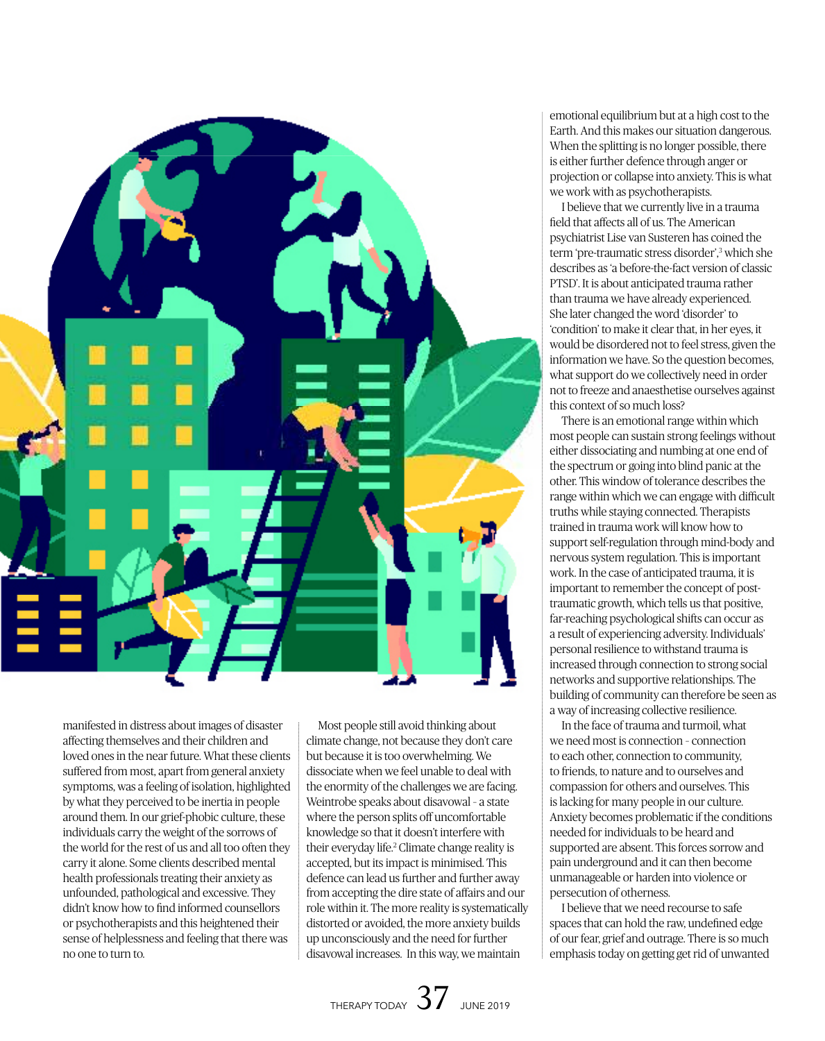manifested in distress about images of disaster affecting themselves and their children and loved ones in the near future. What these clients suffered from most, apart from general anxiety symptoms, was a feeling of isolation, highlighted by what they perceived to be inertia in people around them. In our grief-phobic culture, these individuals carry the weight of the sorrows of the world for the rest of us and all too often they carry it alone. Some clients described mental health professionals treating their anxiety as unfounded, pathological and excessive. They didn't know how to find informed counsellors or psychotherapists and this heightened their sense of helplessness and feeling that there was no one to turn to.

Most people still avoid thinking about climate change, not because they don't care but because it is too overwhelming. We dissociate when we feel unable to deal with the enormity of the challenges we are facing. Weintrobe speaks about disavowal - a state where the person splits off uncomfortable knowledge so that it doesn't interfere with their everyday life.[2] Climate change reality is accepted, but its impact is minimised. This defence can lead us further and further away from accepting the dire state of affairs and our role within it. The more reality is systematically distorted or avoided, the more anxiety builds up unconsciously and the need for further disavowal increases. In this way, we maintain emotional equilibrium but at a high cost to the Earth. And this makes our situation dangerous. When the splitting is no longer possible, there is either further defence through anger or projection or collapse into anxiety. This is what we work with as psychotherapists.

I believe that we currently live in a trauma field that affects all of us. The American psychiatrist Lise van Susteren has coined the term 'pre-traumatic stress disorder',[3] which she describes as 'a before-the-fact version of classic PTSD'. It is about anticipated trauma rather than trauma we have already experienced. She later changed the word 'disorder' to 'condition' to make it clear that, in her eyes, it would be disordered not to feel stress, given the information we have. So the question becomes, what support do we collectively need in order not to freeze and anaesthetise ourselves against this context of so much loss?

There is an emotional range within which most people can sustain strong feelings without either dissociating and numbing at one end of the spectrum or going into blind panic at the other. This window of tolerance describes the range within which we can engage with difficult truths while staying connected. Therapists trained in trauma work will know how to support self-regulation through mind-body and nervous system regulation. This is important work. In the case of anticipated trauma, it is important to remember the concept of post-traumatic growth, which tells us that positive, far-reaching psychological shifts can occur as a result of experiencing adversity. Individuals' personal resilience to withstand trauma is increased through connection to strong social networks and supportive relationships. The building of community can therefore be seen as a way of increasing collective resilience.

In the face of trauma and turmoil, what we need most is connection - connection to each other, connection to community, to friends, to nature and to ourselves and compassion for others and ourselves. This is lacking for many people in our culture. Anxiety becomes problematic if the conditions needed for individuals to be heard and supported are absent. This forces sorrow and pain underground and it can then become unmanageable or harden into violence or persecution of otherness.

I believe that we need recourse to safe spaces that can hold the raw, undefined edge of our fear, grief and outrage. There is so much emphasis today on getting get rid of unwanted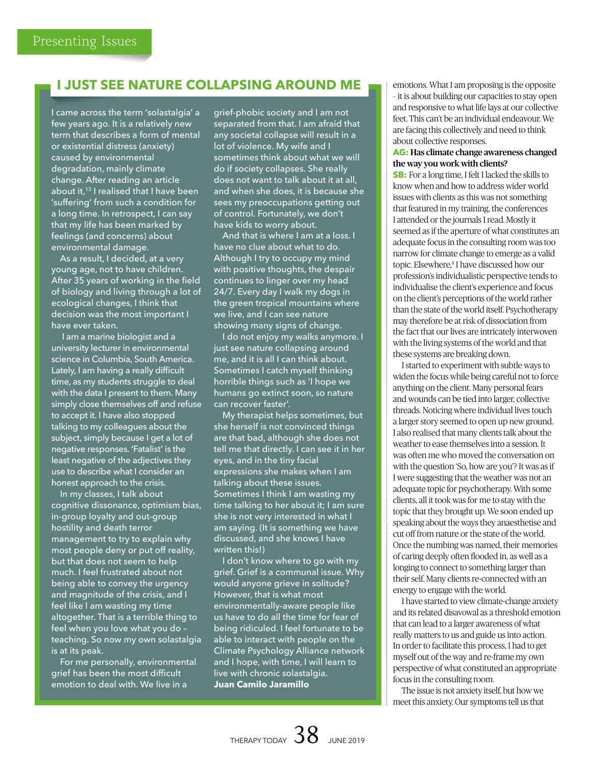Presenting Issues

## I JUST SEE NATURE COLLAPSING AROUND ME

I came across the term 'solastalgia' a few years ago. It is a relatively new term that describes a form of mental or existential distress (anxiety) caused by environmental degradation, mainly climate change. After reading an article about it,[13] I realised that I have been 'suffering' from such a condition for a long time. In retrospect, I can say that my life has been marked by feelings (and concerns) about environmental damage.

As a result, I decided, at a very young age, not to have children. After 35 years of working in the field of biology and living through a lot of ecological changes, I think that decision was the most important I have ever taken.

I am a marine biologist and a university lecturer in environmental science in Columbia, South America. Lately, I am having a really difficult time, as my students struggle to deal with the data I present to them. Many simply close themselves off and refuse to accept it. I have also stopped talking to my colleagues about the subject, simply because I get a lot of negative responses. 'Fatalist' is the least negative of the adjectives they use to describe what I consider an honest approach to the crisis.

In my classes, I talk about cognitive dissonance, optimism bias, in-group loyalty and out-group hostility and death terror management to try to explain why most people deny or put off reality, but that does not seem to help much. I feel frustrated about not being able to convey the urgency and magnitude of the crisis, and I feel like I am wasting my time altogether. That is a terrible thing to feel when you love what you do – teaching. So now my own solastalgia is at its peak.

For me personally, environmental grief has been the most difficult emotion to deal with. We live in a grief-phobic society and I am not separated from that. I am afraid that any societal collapse will result in a lot of violence. My wife and I sometimes think about what we will do if society collapses. She really does not want to talk about it at all, and when she does, it is because she sees my preoccupations getting out of control. Fortunately, we don't have kids to worry about.

And that is where I am at a loss. I have no clue about what to do. Although I try to occupy my mind with positive thoughts, the despair continues to linger over my head 24/7. Every day I walk my dogs in the green tropical mountains where we live, and I can see nature showing many signs of change.

I do not enjoy my walks anymore. I just see nature collapsing around me, and it is all I can think about. Sometimes I catch myself thinking horrible things such as 'I hope we humans go extinct soon, so nature can recover faster'.

My therapist helps sometimes, but she herself is not convinced things are that bad, although she does not tell me that directly. I can see it in her eyes, and in the tiny facial expressions she makes when I am talking about these issues. Sometimes I think I am wasting my time talking to her about it; I am sure she is not very interested in what I am saying. (It is something we have discussed, and she knows I have written this!)

I don't know where to go with my grief. Grief is a communal issue. Why would anyone grieve in solitude? However, that is what most environmentally-aware people like us have to do all the time for fear of being ridiculed. I feel fortunate to be able to interact with people on the Climate Psychology Alliance network and I hope, with time, I will learn to live with chronic solastalgia.

**Juan Camilo Jaramillo**

---

emotions. What I am proposing is the opposite - it is about building our capacities to stay open and responsive to what life lays at our collective feet. This can't be an individual endeavour. We are facing this collectively and need to think about collective responses.

**AG: Has climate change awareness changed the way you work with clients?**

**SB:** For a long time, I felt I lacked the skills to know when and how to address wider world issues with clients as this was not something that featured in my training, the conferences I attended or the journals I read. Mostly it seemed as if the aperture of what constitutes an adequate focus in the consulting room was too narrow for climate change to emerge as a valid topic. Elsewhere,[4] I have discussed how our profession's individualistic perspective tends to individualise the client's experience and focus on the client's perceptions of the world rather than the state of the world itself. Psychotherapy may therefore be at risk of dissociation from the fact that our lives are intricately interwoven with the living systems of the world and that these systems are breaking down.

I started to experiment with subtle ways to widen the focus while being careful not to force anything on the client. Many personal fears and wounds can be tied into larger, collective threads. Noticing where individual lives touch a larger story seemed to open up new ground. I also realised that many clients talk about the weather to ease themselves into a session. It was often me who moved the conversation on with the question 'So, how are you'? It was as if I were suggesting that the weather was not an adequate topic for psychotherapy. With some clients, all it took was for me to stay with the topic that they brought up. We soon ended up speaking about the ways they anaesthetise and cut off from nature or the state of the world. Once the numbing was named, their memories of caring deeply often flooded in, as well as a longing to connect to something larger than their self. Many clients re-connected with an energy to engage with the world.

I have started to view climate-change anxiety and its related disavowal as a threshold emotion that can lead to a larger awareness of what really matters to us and guide us into action. In order to facilitate this process, I had to get myself out of the way and re-frame my own perspective of what constituted an appropriate focus in the consulting room.

The issue is not anxiety itself, but how we meet this anxiety. Our symptoms tell us that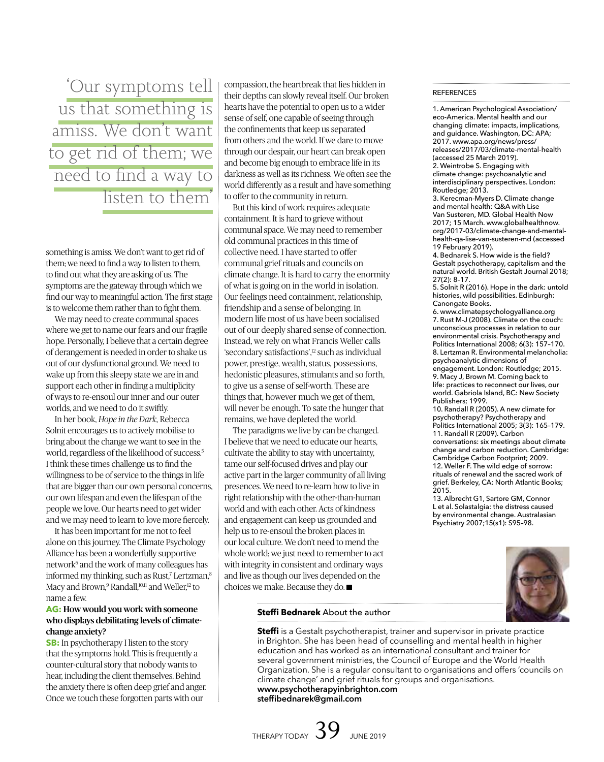> 'Our symptoms tell us that something is amiss. We don't want to get rid of them; we need to find a way to listen to them'

something is amiss. We don't want to get rid of them; we need to find a way to listen to them, to find out what they are asking of us. The symptoms are the gateway through which we find our way to meaningful action. The first stage is to welcome them rather than to fight them.

We may need to create communal spaces where we get to name our fears and our fragile hope. Personally, I believe that a certain degree of derangement is needed in order to shake us out of our dysfunctional ground. We need to wake up from this sleepy state we are in and support each other in finding a multiplicity of ways to re-ensoul our inner and our outer worlds, and we need to do it swiftly.

In her book, *Hope in the Dark*, Rebecca Solnit encourages us to actively mobilise to bring about the change we want to see in the world, regardless of the likelihood of success.[5] I think these times challenge us to find the willingness to be of service to the things in life that are bigger than our own personal concerns, our own lifespan and even the lifespan of the people we love. Our hearts need to get wider and we may need to learn to love more fiercely.

It has been important for me not to feel alone on this journey. The Climate Psychology Alliance has been a wonderfully supportive network[6] and the work of many colleagues has informed my thinking, such as Rust,[7] Lertzman,[8] Macy and Brown,[9] Randall,[10,11] and Weller,[12] to name a few.

**AG: How would you work with someone who displays debilitating levels of climate-change anxiety?**

**SB:** In psychotherapy I listen to the story that the symptoms hold. This is frequently a counter-cultural story that nobody wants to hear, including the client themselves. Behind the anxiety there is often deep grief and anger. Once we touch these forgotten parts with our compassion, the heartbreak that lies hidden in their depths can slowly reveal itself. Our broken hearts have the potential to open us to a wider sense of self, one capable of seeing through the confinements that keep us separated from others and the world. If we dare to move through our despair, our heart can break open and become big enough to embrace life in its darkness as well as its richness. We often see the world differently as a result and have something to offer to the community in return.

But this kind of work requires adequate containment. It is hard to grieve without communal space. We may need to remember old communal practices in this time of collective need. I have started to offer communal grief rituals and councils on climate change. It is hard to carry the enormity of what is going on in the world in isolation. Our feelings need containment, relationship, friendship and a sense of belonging. In modern life most of us have been socialised out of our deeply shared sense of connection. Instead, we rely on what Francis Weller calls 'secondary satisfactions',[12] such as individual power, prestige, wealth, status, possessions, hedonistic pleasures, stimulants and so forth, to give us a sense of self-worth. These are things that, however much we get of them, will never be enough. To sate the hunger that remains, we have depleted the world.

The paradigms we live by can be changed. I believe that we need to educate our hearts, cultivate the ability to stay with uncertainty, tame our self-focused drives and play our active part in the larger community of all living presences. We need to re-learn how to live in right relationship with the other-than-human world and with each other. Acts of kindness and engagement can keep us grounded and help us to re-ensoul the broken places in our local culture. We don't need to mend the whole world; we just need to remember to act with integrity in consistent and ordinary ways and live as though our lives depended on the choices we make. Because they do. ■

### REFERENCES

1. American Psychological Association/eco-America. Mental health and our changing climate: impacts, implications, and guidance. Washington, DC: APA; 2017. www.apa.org/news/press/releases/2017/03/climate-mental-health (accessed 25 March 2019).
2. Weintrobe S. Engaging with climate change: psychoanalytic and interdisciplinary perspectives. London: Routledge; 2013.
3. Kerecman-Myers D. Climate change and mental health: Q&A with Lise Van Susteren, MD. Global Health Now 2017; 15 March. www.globalhealthnow.org/2017-03/climate-change-and-mental-health-qa-lise-van-susteren-md (accessed 19 February 2019).
4. Bednarek S. How wide is the field? Gestalt psychotherapy, capitalism and the natural world. British Gestalt Journal 2018; 27(2): 8–17.
5. Solnit R (2016). Hope in the dark: untold histories, wild possibilities. Edinburgh: Canongate Books.
6. www.climatepsychologyalliance.org
7. Rust M-J (2008). Climate on the couch: unconscious processes in relation to our environmental crisis. Psychotherapy and Politics International 2008; 6(3): 157–170.
8. Lertzman R. Environmental melancholia: psychoanalytic dimensions of engagement. London: Routledge; 2015.
9. Macy J, Brown M. Coming back to life: practices to reconnect our lives, our world. Gabriola Island, BC: New Society Publishers; 1999.
10. Randall R (2005). A new climate for psychotherapy? Psychotherapy and Politics International 2005; 3(3): 165–179.
11. Randall R (2009). Carbon conversations: six meetings about climate change and carbon reduction. Cambridge: Cambridge Carbon Footprint; 2009.
12. Weller F. The wild edge of sorrow: rituals of renewal and the sacred work of grief. Berkeley, CA: North Atlantic Books; 2015.
13. Albrecht G1, Sartore GM, Connor L et al. Solastalgia: the distress caused by environmental change. Australasian Psychiatry 2007;15(s1): S95–98.

**Steffi Bednarek** About the author

**Steffi** is a Gestalt psychotherapist, trainer and supervisor in private practice in Brighton. She has been head of counselling and mental health in higher education and has worked as an international consultant and trainer for several government ministries, the Council of Europe and the World Health Organization. She is a regular consultant to organisations and offers 'councils on climate change' and grief rituals for groups and organisations.
**www.psychotherapyinbrighton.com**
**steffibednarek@gmail.com**